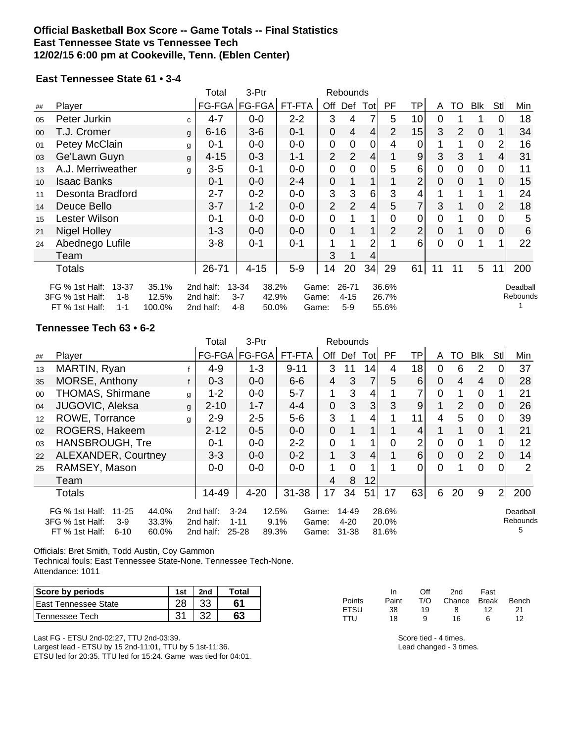# Official Basketball Box Score -- Game Totals -- Final Statistics
## East Tennessee State vs Tennessee Tech
### 12/02/15 6:00 pm at Cookeville, Tenn. (Eblen Center)

### East Tennessee State 61 • 3-4

| ## | Player | | Total FG-FGA | 3-Ptr FG-FGA | FT-FTA | Off | Def | Tot | PF | TP | A | TO | Blk | Stl | Min |
|---|---|---|---|---|---|---|---|---|---|---|---|---|---|---|---|
| 05 | Peter Jurkin | c | 4-7 | 0-0 | 2-2 | 3 | 4 | 7 | 5 | 10 | 0 | 1 | 1 | 0 | 18 |
| 00 | T.J. Cromer | g | 6-16 | 3-6 | 0-1 | 0 | 4 | 4 | 2 | 15 | 3 | 2 | 0 | 1 | 34 |
| 01 | Petey McClain | g | 0-1 | 0-0 | 0-0 | 0 | 0 | 0 | 4 | 0 | 1 | 1 | 0 | 2 | 16 |
| 03 | Ge'Lawn Guyn | g | 4-15 | 0-3 | 1-1 | 2 | 2 | 4 | 1 | 9 | 3 | 3 | 1 | 4 | 31 |
| 13 | A.J. Merriweather | g | 3-5 | 0-1 | 0-0 | 0 | 0 | 0 | 5 | 6 | 0 | 0 | 0 | 0 | 11 |
| 10 | Isaac Banks | | 0-1 | 0-0 | 2-4 | 0 | 1 | 1 | 1 | 2 | 0 | 0 | 1 | 0 | 15 |
| 11 | Desonta Bradford | | 2-7 | 0-2 | 0-0 | 3 | 3 | 6 | 3 | 4 | 1 | 1 | 1 | 1 | 24 |
| 14 | Deuce Bello | | 3-7 | 1-2 | 0-0 | 2 | 2 | 4 | 5 | 7 | 3 | 1 | 0 | 2 | 18 |
| 15 | Lester Wilson | | 0-1 | 0-0 | 0-0 | 0 | 1 | 1 | 0 | 0 | 0 | 1 | 0 | 0 | 5 |
| 21 | Nigel Holley | | 1-3 | 0-0 | 0-0 | 0 | 1 | 1 | 2 | 2 | 0 | 1 | 0 | 0 | 6 |
| 24 | Abednego Lufile | | 3-8 | 0-1 | 0-1 | 1 | 1 | 2 | 1 | 6 | 0 | 0 | 1 | 1 | 22 |
| | Team | | | | | 3 | 1 | 4 | | | | | | | |
| | Totals | | 26-71 | 4-15 | 5-9 | 14 | 20 | 34 | 29 | 61 | 11 | 11 | 5 | 11 | 200 |

| | | | | | | | | |
|---|---|---|---|---|---|---|---|---|
| FG % 1st Half: | 13-37 | 35.1% | 2nd half: 13-34 | 38.2% | Game: | 26-71 | 36.6% | Deadball Rebounds 1 |
| 3FG % 1st Half: | 1-8 | 12.5% | 2nd half: 3-7 | 42.9% | Game: | 4-15 | 26.7% | |
| FT % 1st Half: | 1-1 | 100.0% | 2nd half: 4-8 | 50.0% | Game: | 5-9 | 55.6% | |

### Tennessee Tech 63 • 6-2

| ## | Player | | Total FG-FGA | 3-Ptr FG-FGA | FT-FTA | Off | Def | Tot | PF | TP | A | TO | Blk | Stl | Min |
|---|---|---|---|---|---|---|---|---|---|---|---|---|---|---|---|
| 13 | MARTIN, Ryan | f | 4-9 | 1-3 | 9-11 | 3 | 11 | 14 | 4 | 18 | 0 | 6 | 2 | 0 | 37 |
| 35 | MORSE, Anthony | f | 0-3 | 0-0 | 6-6 | 4 | 3 | 7 | 5 | 6 | 0 | 4 | 4 | 0 | 28 |
| 00 | THOMAS, Shirmane | g | 1-2 | 0-0 | 5-7 | 1 | 3 | 4 | 1 | 7 | 0 | 1 | 0 | 1 | 21 |
| 04 | JUGOVIC, Aleksa | g | 2-10 | 1-7 | 4-4 | 0 | 3 | 3 | 3 | 9 | 1 | 2 | 0 | 0 | 26 |
| 12 | ROWE, Torrance | g | 2-9 | 2-5 | 5-6 | 3 | 1 | 4 | 1 | 11 | 4 | 5 | 0 | 0 | 39 |
| 02 | ROGERS, Hakeem | | 2-12 | 0-5 | 0-0 | 0 | 1 | 1 | 1 | 4 | 1 | 1 | 0 | 1 | 21 |
| 03 | HANSBROUGH, Tre | | 0-1 | 0-0 | 2-2 | 0 | 1 | 1 | 0 | 2 | 0 | 0 | 1 | 0 | 12 |
| 22 | ALEXANDER, Courtney | | 3-3 | 0-0 | 0-2 | 1 | 3 | 4 | 1 | 6 | 0 | 0 | 2 | 0 | 14 |
| 25 | RAMSEY, Mason | | 0-0 | 0-0 | 0-0 | 1 | 0 | 1 | 1 | 0 | 0 | 1 | 0 | 0 | 2 |
| | Team | | | | | 4 | 8 | 12 | | | | | | | |
| | Totals | | 14-49 | 4-20 | 31-38 | 17 | 34 | 51 | 17 | 63 | 6 | 20 | 9 | 2 | 200 |

| | | | | | | | | |
|---|---|---|---|---|---|---|---|---|
| FG % 1st Half: | 11-25 | 44.0% | 2nd half: 3-24 | 12.5% | Game: | 14-49 | 28.6% | Deadball Rebounds 5 |
| 3FG % 1st Half: | 3-9 | 33.3% | 2nd half: 1-11 | 9.1% | Game: | 4-20 | 20.0% | |
| FT % 1st Half: | 6-10 | 60.0% | 2nd half: 25-28 | 89.3% | Game: | 31-38 | 81.6% | |

Officials: Bret Smith, Todd Austin, Coy Gammon
Technical fouls: East Tennessee State-None. Tennessee Tech-None.
Attendance: 1011

| Score by periods | 1st | 2nd | Total |
|---|---|---|---|
| East Tennessee State | 28 | 33 | 61 |
| Tennessee Tech | 31 | 32 | 63 |

| Points | In Paint | Off T/O | 2nd Chance | Fast Break | Bench |
|---|---|---|---|---|---|
| ETSU | 38 | 19 | 8 | 12 | 21 |
| TTU | 18 | 9 | 16 | 6 | 12 |

Last FG - ETSU 2nd-02:27, TTU 2nd-03:39.
Largest lead - ETSU by 15 2nd-11:01, TTU by 5 1st-11:36.
ETSU led for 20:35. TTU led for 15:24. Game was tied for 04:01.

Score tied - 4 times.
Lead changed - 3 times.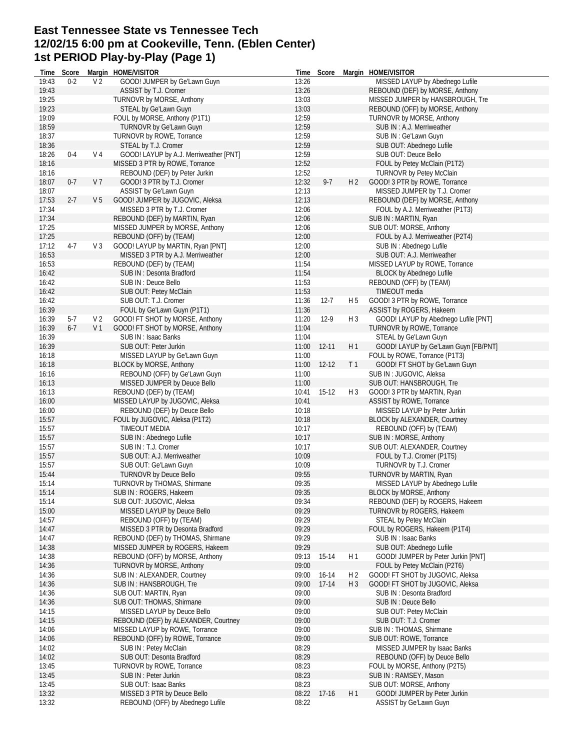# East Tennessee State vs Tennessee Tech
# 12/02/15 6:00 pm at Cookeville, Tenn. (Eblen Center)
# 1st PERIOD Play-by-Play (Page 1)

| Time | Score | Margin | HOME/VISITOR |
|---|---|---|---|
| 19:43 | 0-2 | V 2 | GOOD! JUMPER by Ge'Lawn Guyn |
| 19:43 | | | ASSIST by T.J. Cromer |
| 19:25 | | | TURNOVR by MORSE, Anthony |
| 19:23 | | | STEAL by Ge'Lawn Guyn |
| 19:09 | | | FOUL by MORSE, Anthony (P1T1) |
| 18:59 | | | TURNOVR by Ge'Lawn Guyn |
| 18:37 | | | TURNOVR by ROWE, Torrance |
| 18:36 | | | STEAL by T.J. Cromer |
| 18:26 | 0-4 | V 4 | GOOD! LAYUP by A.J. Merriweather [PNT] |
| 18:16 | | | MISSED 3 PTR by ROWE, Torrance |
| 18:16 | | | REBOUND (DEF) by Peter Jurkin |
| 18:07 | 0-7 | V 7 | GOOD! 3 PTR by T.J. Cromer |
| 18:07 | | | ASSIST by Ge'Lawn Guyn |
| 17:53 | 2-7 | V 5 | GOOD! JUMPER by JUGOVIC, Aleksa |
| 17:34 | | | MISSED 3 PTR by T.J. Cromer |
| 17:34 | | | REBOUND (DEF) by MARTIN, Ryan |
| 17:25 | | | MISSED JUMPER by MORSE, Anthony |
| 17:25 | | | REBOUND (OFF) by (TEAM) |
| 17:12 | 4-7 | V 3 | GOOD! LAYUP by MARTIN, Ryan [PNT] |
| 16:53 | | | MISSED 3 PTR by A.J. Merriweather |
| 16:53 | | | REBOUND (DEF) by (TEAM) |
| 16:42 | | | SUB IN : Desonta Bradford |
| 16:42 | | | SUB IN : Deuce Bello |
| 16:42 | | | SUB OUT: Petey McClain |
| 16:42 | | | SUB OUT: T.J. Cromer |
| 16:39 | | | FOUL by Ge'Lawn Guyn (P1T1) |
| 16:39 | 5-7 | V 2 | GOOD! FT SHOT by MORSE, Anthony |
| 16:39 | 6-7 | V 1 | GOOD! FT SHOT by MORSE, Anthony |
| 16:39 | | | SUB IN : Isaac Banks |
| 16:39 | | | SUB OUT: Peter Jurkin |
| 16:18 | | | MISSED LAYUP by Ge'Lawn Guyn |
| 16:18 | | | BLOCK by MORSE, Anthony |
| 16:16 | | | REBOUND (OFF) by Ge'Lawn Guyn |
| 16:13 | | | MISSED JUMPER by Deuce Bello |
| 16:13 | | | REBOUND (DEF) by (TEAM) |
| 16:00 | | | MISSED LAYUP by JUGOVIC, Aleksa |
| 16:00 | | | REBOUND (DEF) by Deuce Bello |
| 15:57 | | | FOUL by JUGOVIC, Aleksa (P1T2) |
| 15:57 | | | TIMEOUT MEDIA |
| 15:57 | | | SUB IN : Abednego Lufile |
| 15:57 | | | SUB IN : T.J. Cromer |
| 15:57 | | | SUB OUT: A.J. Merriweather |
| 15:57 | | | SUB OUT: Ge'Lawn Guyn |
| 15:44 | | | TURNOVR by Deuce Bello |
| 15:14 | | | TURNOVR by THOMAS, Shirmane |
| 15:14 | | | SUB IN : ROGERS, Hakeem |
| 15:14 | | | SUB OUT: JUGOVIC, Aleksa |
| 15:00 | | | MISSED LAYUP by Deuce Bello |
| 14:57 | | | REBOUND (OFF) by (TEAM) |
| 14:47 | | | MISSED 3 PTR by Desonta Bradford |
| 14:47 | | | REBOUND (DEF) by THOMAS, Shirmane |
| 14:38 | | | MISSED JUMPER by ROGERS, Hakeem |
| 14:38 | | | REBOUND (OFF) by MORSE, Anthony |
| 14:36 | | | TURNOVR by MORSE, Anthony |
| 14:36 | | | SUB IN : ALEXANDER, Courtney |
| 14:36 | | | SUB IN : HANSBROUGH, Tre |
| 14:36 | | | SUB OUT: MARTIN, Ryan |
| 14:36 | | | SUB OUT: THOMAS, Shirmane |
| 14:15 | | | MISSED LAYUP by Deuce Bello |
| 14:15 | | | REBOUND (DEF) by ALEXANDER, Courtney |
| 14:06 | | | MISSED LAYUP by ROWE, Torrance |
| 14:06 | | | REBOUND (OFF) by ROWE, Torrance |
| 14:02 | | | SUB IN : Petey McClain |
| 14:02 | | | SUB OUT: Desonta Bradford |
| 13:45 | | | TURNOVR by ROWE, Torrance |
| 13:45 | | | SUB IN : Peter Jurkin |
| 13:45 | | | SUB OUT: Isaac Banks |
| 13:32 | | | MISSED 3 PTR by Deuce Bello |
| 13:32 | | | REBOUND (OFF) by Abednego Lufile |
| 13:26 | | | MISSED LAYUP by Abednego Lufile |
| 13:26 | | | REBOUND (DEF) by MORSE, Anthony |
| 13:03 | | | MISSED JUMPER by HANSBROUGH, Tre |
| 13:03 | | | REBOUND (OFF) by MORSE, Anthony |
| 12:59 | | | TURNOVR by MORSE, Anthony |
| 12:59 | | | SUB IN : A.J. Merriweather |
| 12:59 | | | SUB IN : Ge'Lawn Guyn |
| 12:59 | | | SUB OUT: Abednego Lufile |
| 12:59 | | | SUB OUT: Deuce Bello |
| 12:52 | | | FOUL by Petey McClain (P1T2) |
| 12:52 | | | TURNOVR by Petey McClain |
| 12:32 | 9-7 | H 2 | GOOD! 3 PTR by ROWE, Torrance |
| 12:13 | | | MISSED JUMPER by T.J. Cromer |
| 12:13 | | | REBOUND (DEF) by MORSE, Anthony |
| 12:06 | | | FOUL by A.J. Merriweather (P1T3) |
| 12:06 | | | SUB IN : MARTIN, Ryan |
| 12:06 | | | SUB OUT: MORSE, Anthony |
| 12:00 | | | FOUL by A.J. Merriweather (P2T4) |
| 12:00 | | | SUB IN : Abednego Lufile |
| 12:00 | | | SUB OUT: A.J. Merriweather |
| 11:54 | | | MISSED LAYUP by ROWE, Torrance |
| 11:54 | | | BLOCK by Abednego Lufile |
| 11:53 | | | REBOUND (OFF) by (TEAM) |
| 11:53 | | | TIMEOUT media |
| 11:36 | 12-7 | H 5 | GOOD! 3 PTR by ROWE, Torrance |
| 11:36 | | | ASSIST by ROGERS, Hakeem |
| 11:20 | 12-9 | H 3 | GOOD! LAYUP by Abednego Lufile [PNT] |
| 11:04 | | | TURNOVR by ROWE, Torrance |
| 11:04 | | | STEAL by Ge'Lawn Guyn |
| 11:00 | 12-11 | H 1 | GOOD! LAYUP by Ge'Lawn Guyn [FB/PNT] |
| 11:00 | | | FOUL by ROWE, Torrance (P1T3) |
| 11:00 | 12-12 | T 1 | GOOD! FT SHOT by Ge'Lawn Guyn |
| 11:00 | | | SUB IN : JUGOVIC, Aleksa |
| 11:00 | | | SUB OUT: HANSBROUGH, Tre |
| 10:41 | 15-12 | H 3 | GOOD! 3 PTR by MARTIN, Ryan |
| 10:41 | | | ASSIST by ROWE, Torrance |
| 10:18 | | | MISSED LAYUP by Peter Jurkin |
| 10:18 | | | BLOCK by ALEXANDER, Courtney |
| 10:17 | | | REBOUND (OFF) by (TEAM) |
| 10:17 | | | SUB IN : MORSE, Anthony |
| 10:17 | | | SUB OUT: ALEXANDER, Courtney |
| 10:09 | | | FOUL by T.J. Cromer (P1T5) |
| 10:09 | | | TURNOVR by T.J. Cromer |
| 09:55 | | | TURNOVR by MARTIN, Ryan |
| 09:35 | | | MISSED LAYUP by Abednego Lufile |
| 09:35 | | | BLOCK by MORSE, Anthony |
| 09:34 | | | REBOUND (DEF) by ROGERS, Hakeem |
| 09:29 | | | TURNOVR by ROGERS, Hakeem |
| 09:29 | | | STEAL by Petey McClain |
| 09:29 | | | FOUL by ROGERS, Hakeem (P1T4) |
| 09:29 | | | SUB IN : Isaac Banks |
| 09:29 | | | SUB OUT: Abednego Lufile |
| 09:13 | 15-14 | H 1 | GOOD! JUMPER by Peter Jurkin [PNT] |
| 09:00 | | | FOUL by Petey McClain (P2T6) |
| 09:00 | 16-14 | H 2 | GOOD! FT SHOT by JUGOVIC, Aleksa |
| 09:00 | 17-14 | H 3 | GOOD! FT SHOT by JUGOVIC, Aleksa |
| 09:00 | | | SUB IN : Desonta Bradford |
| 09:00 | | | SUB IN : Deuce Bello |
| 09:00 | | | SUB OUT: Petey McClain |
| 09:00 | | | SUB OUT: T.J. Cromer |
| 09:00 | | | SUB IN : THOMAS, Shirmane |
| 09:00 | | | SUB OUT: ROWE, Torrance |
| 08:29 | | | MISSED JUMPER by Isaac Banks |
| 08:29 | | | REBOUND (OFF) by Deuce Bello |
| 08:23 | | | FOUL by MORSE, Anthony (P2T5) |
| 08:23 | | | SUB IN : RAMSEY, Mason |
| 08:23 | | | SUB OUT: MORSE, Anthony |
| 08:22 | 17-16 | H 1 | GOOD! JUMPER by Peter Jurkin |
| 08:22 | | | ASSIST by Ge'Lawn Guyn |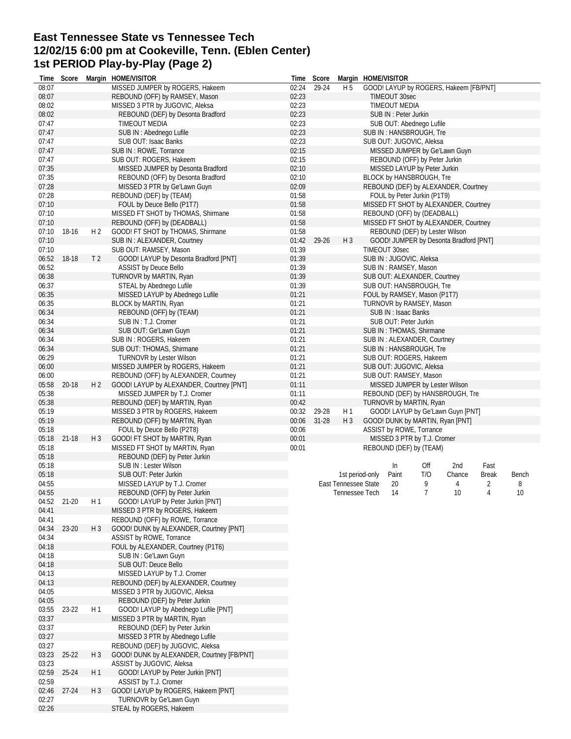# East Tennessee State vs Tennessee Tech
## 12/02/15 6:00 pm at Cookeville, Tenn. (Eblen Center)
## 1st PERIOD Play-by-Play (Page 2)

| Time | Score | Margin | HOME/VISITOR |
|---|---|---|---|
| 08:07 | | | MISSED JUMPER by ROGERS, Hakeem |
| 08:07 | | | REBOUND (OFF) by RAMSEY, Mason |
| 08:02 | | | MISSED 3 PTR by JUGOVIC, Aleksa |
| 08:02 | | | REBOUND (DEF) by Desonta Bradford |
| 07:47 | | | TIMEOUT MEDIA |
| 07:47 | | | SUB IN : Abednego Lufile |
| 07:47 | | | SUB OUT: Isaac Banks |
| 07:47 | | | SUB IN : ROWE, Torrance |
| 07:47 | | | SUB OUT: ROGERS, Hakeem |
| 07:35 | | | MISSED JUMPER by Desonta Bradford |
| 07:35 | | | REBOUND (OFF) by Desonta Bradford |
| 07:28 | | | MISSED 3 PTR by Ge'Lawn Guyn |
| 07:28 | | | REBOUND (DEF) by (TEAM) |
| 07:10 | | | FOUL by Deuce Bello (P1T7) |
| 07:10 | | | MISSED FT SHOT by THOMAS, Shirmane |
| 07:10 | | | REBOUND (OFF) by (DEADBALL) |
| 07:10 | 18-16 | H 2 | GOOD! FT SHOT by THOMAS, Shirmane |
| 07:10 | | | SUB IN : ALEXANDER, Courtney |
| 07:10 | | | SUB OUT: RAMSEY, Mason |
| 06:52 | 18-18 | T 2 | GOOD! LAYUP by Desonta Bradford [PNT] |
| 06:52 | | | ASSIST by Deuce Bello |
| 06:38 | | | TURNOVR by MARTIN, Ryan |
| 06:37 | | | STEAL by Abednego Lufile |
| 06:35 | | | MISSED LAYUP by Abednego Lufile |
| 06:35 | | | BLOCK by MARTIN, Ryan |
| 06:34 | | | REBOUND (OFF) by (TEAM) |
| 06:34 | | | SUB IN : T.J. Cromer |
| 06:34 | | | SUB OUT: Ge'Lawn Guyn |
| 06:34 | | | SUB IN : ROGERS, Hakeem |
| 06:34 | | | SUB OUT: THOMAS, Shirmane |
| 06:29 | | | TURNOVR by Lester Wilson |
| 06:00 | | | MISSED JUMPER by ROGERS, Hakeem |
| 06:00 | | | REBOUND (OFF) by ALEXANDER, Courtney |
| 05:58 | 20-18 | H 2 | GOOD! LAYUP by ALEXANDER, Courtney [PNT] |
| 05:38 | | | MISSED JUMPER by T.J. Cromer |
| 05:38 | | | REBOUND (DEF) by MARTIN, Ryan |
| 05:19 | | | MISSED 3 PTR by ROGERS, Hakeem |
| 05:19 | | | REBOUND (OFF) by MARTIN, Ryan |
| 05:18 | | | FOUL by Deuce Bello (P2T8) |
| 05:18 | 21-18 | H 3 | GOOD! FT SHOT by MARTIN, Ryan |
| 05:18 | | | MISSED FT SHOT by MARTIN, Ryan |
| 05:18 | | | REBOUND (DEF) by Peter Jurkin |
| 05:18 | | | SUB IN : Lester Wilson |
| 05:18 | | | SUB OUT: Peter Jurkin |
| 04:55 | | | MISSED LAYUP by T.J. Cromer |
| 04:55 | | | REBOUND (OFF) by Peter Jurkin |
| 04:52 | 21-20 | H 1 | GOOD! LAYUP by Peter Jurkin [PNT] |
| 04:41 | | | MISSED 3 PTR by ROGERS, Hakeem |
| 04:41 | | | REBOUND (OFF) by ROWE, Torrance |
| 04:34 | 23-20 | H 3 | GOOD! DUNK by ALEXANDER, Courtney [PNT] |
| 04:34 | | | ASSIST by ROWE, Torrance |
| 04:18 | | | FOUL by ALEXANDER, Courtney (P1T6) |
| 04:18 | | | SUB IN : Ge'Lawn Guyn |
| 04:18 | | | SUB OUT: Deuce Bello |
| 04:13 | | | MISSED LAYUP by T.J. Cromer |
| 04:13 | | | REBOUND (DEF) by ALEXANDER, Courtney |
| 04:05 | | | MISSED 3 PTR by JUGOVIC, Aleksa |
| 04:05 | | | REBOUND (DEF) by Peter Jurkin |
| 03:55 | 23-22 | H 1 | GOOD! LAYUP by Abednego Lufile [PNT] |
| 03:37 | | | MISSED 3 PTR by MARTIN, Ryan |
| 03:37 | | | REBOUND (DEF) by Peter Jurkin |
| 03:27 | | | MISSED 3 PTR by Abednego Lufile |
| 03:27 | | | REBOUND (DEF) by JUGOVIC, Aleksa |
| 03:23 | 25-22 | H 3 | GOOD! DUNK by ALEXANDER, Courtney [FB/PNT] |
| 03:23 | | | ASSIST by JUGOVIC, Aleksa |
| 02:59 | 25-24 | H 1 | GOOD! LAYUP by Peter Jurkin [PNT] |
| 02:59 | | | ASSIST by T.J. Cromer |
| 02:46 | 27-24 | H 3 | GOOD! LAYUP by ROGERS, Hakeem [PNT] |
| 02:27 | | | TURNOVR by Ge'Lawn Guyn |
| 02:26 | | | STEAL by ROGERS, Hakeem |
| 02:24 | 29-24 | H 5 | GOOD! LAYUP by ROGERS, Hakeem [FB/PNT] |
| 02:23 | | | TIMEOUT 30sec |
| 02:23 | | | TIMEOUT MEDIA |
| 02:23 | | | SUB IN : Peter Jurkin |
| 02:23 | | | SUB OUT: Abednego Lufile |
| 02:23 | | | SUB IN : HANSBROUGH, Tre |
| 02:23 | | | SUB OUT: JUGOVIC, Aleksa |
| 02:15 | | | MISSED JUMPER by Ge'Lawn Guyn |
| 02:15 | | | REBOUND (OFF) by Peter Jurkin |
| 02:10 | | | MISSED LAYUP by Peter Jurkin |
| 02:10 | | | BLOCK by HANSBROUGH, Tre |
| 02:09 | | | REBOUND (DEF) by ALEXANDER, Courtney |
| 01:58 | | | FOUL by Peter Jurkin (P1T9) |
| 01:58 | | | MISSED FT SHOT by ALEXANDER, Courtney |
| 01:58 | | | REBOUND (OFF) by (DEADBALL) |
| 01:58 | | | MISSED FT SHOT by ALEXANDER, Courtney |
| 01:58 | | | REBOUND (DEF) by Lester Wilson |
| 01:42 | 29-26 | H 3 | GOOD! JUMPER by Desonta Bradford [PNT] |
| 01:39 | | | TIMEOUT 30sec |
| 01:39 | | | SUB IN : JUGOVIC, Aleksa |
| 01:39 | | | SUB IN : RAMSEY, Mason |
| 01:39 | | | SUB OUT: ALEXANDER, Courtney |
| 01:39 | | | SUB OUT: HANSBROUGH, Tre |
| 01:21 | | | FOUL by RAMSEY, Mason (P1T7) |
| 01:21 | | | TURNOVR by RAMSEY, Mason |
| 01:21 | | | SUB IN : Isaac Banks |
| 01:21 | | | SUB OUT: Peter Jurkin |
| 01:21 | | | SUB IN : THOMAS, Shirmane |
| 01:21 | | | SUB IN : ALEXANDER, Courtney |
| 01:21 | | | SUB IN : HANSBROUGH, Tre |
| 01:21 | | | SUB OUT: ROGERS, Hakeem |
| 01:21 | | | SUB OUT: JUGOVIC, Aleksa |
| 01:21 | | | SUB OUT: RAMSEY, Mason |
| 01:11 | | | MISSED JUMPER by Lester Wilson |
| 01:11 | | | REBOUND (DEF) by HANSBROUGH, Tre |
| 00:42 | | | TURNOVR by MARTIN, Ryan |
| 00:32 | 29-28 | H 1 | GOOD! LAYUP by Ge'Lawn Guyn [PNT] |
| 00:06 | 31-28 | H 3 | GOOD! DUNK by MARTIN, Ryan [PNT] |
| 00:06 | | | ASSIST by ROWE, Torrance |
| 00:01 | | | MISSED 3 PTR by T.J. Cromer |
| 00:01 | | | REBOUND (DEF) by (TEAM) |

| 1st period-only | In Paint | Off T/O | 2nd Chance | Fast Break | Bench |
|---|---|---|---|---|---|
| East Tennessee State | 20 | 9 | 4 | 2 | 8 |
| Tennessee Tech | 14 | 7 | 10 | 4 | 10 |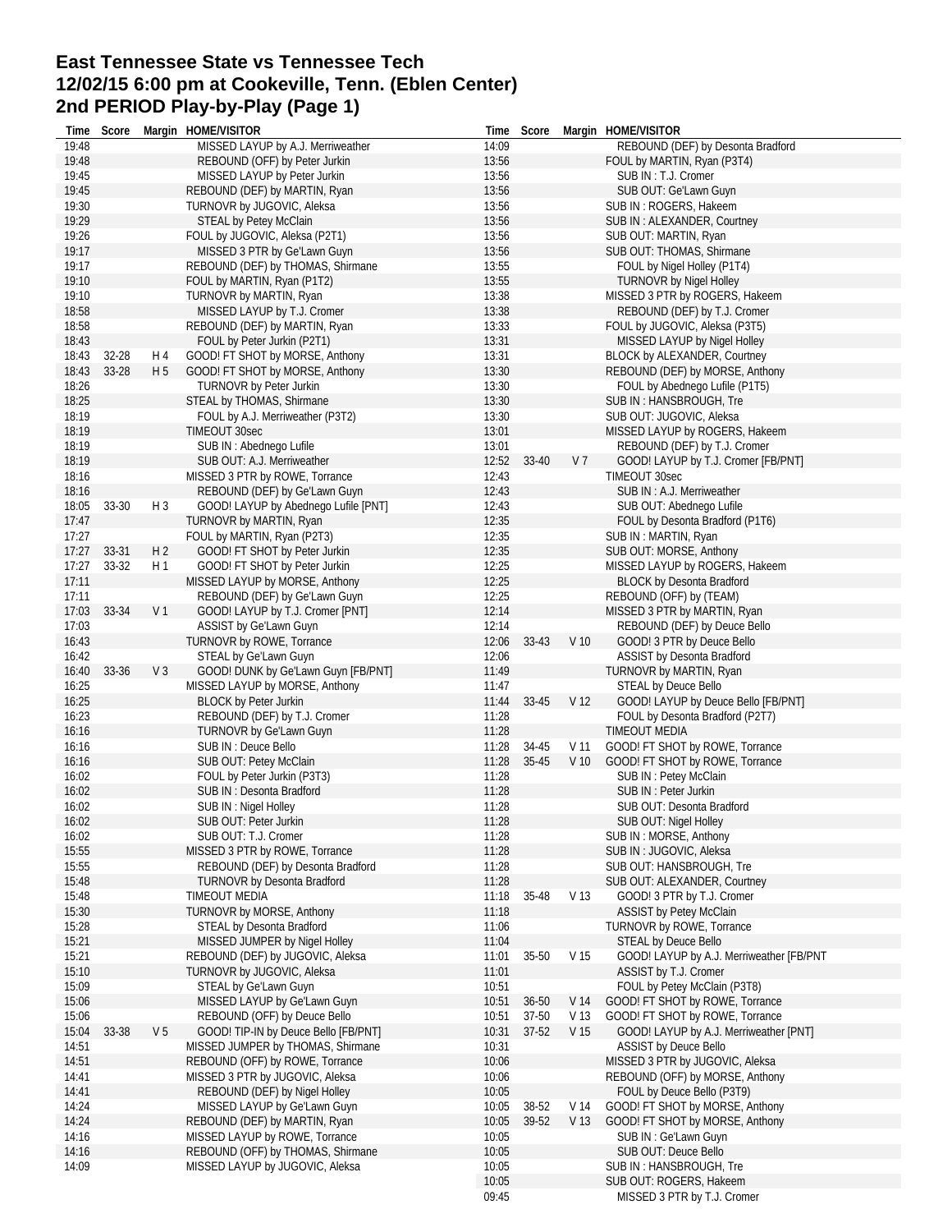# East Tennessee State vs Tennessee Tech
## 12/02/15 6:00 pm at Cookeville, Tenn. (Eblen Center)
## 2nd PERIOD Play-by-Play (Page 1)

| Time | Score | Margin | HOME/VISITOR |
|---|---|---|---|
| 19:48 | | | MISSED LAYUP by A.J. Merriweather |
| 19:48 | | | REBOUND (OFF) by Peter Jurkin |
| 19:45 | | | MISSED LAYUP by Peter Jurkin |
| 19:45 | | | REBOUND (DEF) by MARTIN, Ryan |
| 19:30 | | | TURNOVR by JUGOVIC, Aleksa |
| 19:29 | | | STEAL by Petey McClain |
| 19:26 | | | FOUL by JUGOVIC, Aleksa (P2T1) |
| 19:17 | | | MISSED 3 PTR by Ge'Lawn Guyn |
| 19:17 | | | REBOUND (DEF) by THOMAS, Shirmane |
| 19:10 | | | FOUL by MARTIN, Ryan (P1T2) |
| 19:10 | | | TURNOVR by MARTIN, Ryan |
| 18:58 | | | MISSED LAYUP by T.J. Cromer |
| 18:58 | | | REBOUND (DEF) by MARTIN, Ryan |
| 18:43 | | | FOUL by Peter Jurkin (P2T1) |
| 18:43 | 32-28 | H 4 | GOOD! FT SHOT by MORSE, Anthony |
| 18:43 | 33-28 | H 5 | GOOD! FT SHOT by MORSE, Anthony |
| 18:26 | | | TURNOVR by Peter Jurkin |
| 18:25 | | | STEAL by THOMAS, Shirmane |
| 18:19 | | | FOUL by A.J. Merriweather (P3T2) |
| 18:19 | | | TIMEOUT 30sec |
| 18:19 | | | SUB IN : Abednego Lufile |
| 18:19 | | | SUB OUT: A.J. Merriweather |
| 18:16 | | | MISSED 3 PTR by ROWE, Torrance |
| 18:16 | | | REBOUND (DEF) by Ge'Lawn Guyn |
| 18:05 | 33-30 | H 3 | GOOD! LAYUP by Abednego Lufile [PNT] |
| 17:47 | | | TURNOVR by MARTIN, Ryan |
| 17:27 | | | FOUL by MARTIN, Ryan (P2T3) |
| 17:27 | 33-31 | H 2 | GOOD! FT SHOT by Peter Jurkin |
| 17:27 | 33-32 | H 1 | GOOD! FT SHOT by Peter Jurkin |
| 17:11 | | | MISSED LAYUP by MORSE, Anthony |
| 17:11 | | | REBOUND (DEF) by Ge'Lawn Guyn |
| 17:03 | 33-34 | V 1 | GOOD! LAYUP by T.J. Cromer [PNT] |
| 17:03 | | | ASSIST by Ge'Lawn Guyn |
| 16:43 | | | TURNOVR by ROWE, Torrance |
| 16:42 | | | STEAL by Ge'Lawn Guyn |
| 16:40 | 33-36 | V 3 | GOOD! DUNK by Ge'Lawn Guyn [FB/PNT] |
| 16:25 | | | MISSED LAYUP by MORSE, Anthony |
| 16:25 | | | BLOCK by Peter Jurkin |
| 16:23 | | | REBOUND (DEF) by T.J. Cromer |
| 16:16 | | | TURNOVR by Ge'Lawn Guyn |
| 16:16 | | | SUB IN : Deuce Bello |
| 16:16 | | | SUB OUT: Petey McClain |
| 16:02 | | | FOUL by Peter Jurkin (P3T3) |
| 16:02 | | | SUB IN : Desonta Bradford |
| 16:02 | | | SUB IN : Nigel Holley |
| 16:02 | | | SUB OUT: Peter Jurkin |
| 16:02 | | | SUB OUT: T.J. Cromer |
| 15:55 | | | MISSED 3 PTR by ROWE, Torrance |
| 15:55 | | | REBOUND (DEF) by Desonta Bradford |
| 15:48 | | | TURNOVR by Desonta Bradford |
| 15:48 | | | TIMEOUT MEDIA |
| 15:30 | | | TURNOVR by MORSE, Anthony |
| 15:28 | | | STEAL by Desonta Bradford |
| 15:21 | | | MISSED JUMPER by Nigel Holley |
| 15:21 | | | REBOUND (DEF) by JUGOVIC, Aleksa |
| 15:10 | | | TURNOVR by JUGOVIC, Aleksa |
| 15:09 | | | STEAL by Ge'Lawn Guyn |
| 15:06 | | | MISSED LAYUP by Ge'Lawn Guyn |
| 15:06 | | | REBOUND (OFF) by Deuce Bello |
| 15:04 | 33-38 | V 5 | GOOD! TIP-IN by Deuce Bello [FB/PNT] |
| 14:51 | | | MISSED JUMPER by THOMAS, Shirmane |
| 14:51 | | | REBOUND (OFF) by ROWE, Torrance |
| 14:41 | | | MISSED 3 PTR by JUGOVIC, Aleksa |
| 14:41 | | | REBOUND (DEF) by Nigel Holley |
| 14:24 | | | MISSED LAYUP by Ge'Lawn Guyn |
| 14:24 | | | REBOUND (DEF) by MARTIN, Ryan |
| 14:16 | | | MISSED LAYUP by ROWE, Torrance |
| 14:16 | | | REBOUND (OFF) by THOMAS, Shirmane |
| 14:09 | | | MISSED LAYUP by JUGOVIC, Aleksa |
| 14:09 | | | REBOUND (DEF) by Desonta Bradford |
| 13:56 | | | FOUL by MARTIN, Ryan (P3T4) |
| 13:56 | | | SUB IN : T.J. Cromer |
| 13:56 | | | SUB OUT: Ge'Lawn Guyn |
| 13:56 | | | SUB IN : ROGERS, Hakeem |
| 13:56 | | | SUB IN : ALEXANDER, Courtney |
| 13:56 | | | SUB OUT: MARTIN, Ryan |
| 13:56 | | | SUB OUT: THOMAS, Shirmane |
| 13:55 | | | FOUL by Nigel Holley (P1T4) |
| 13:55 | | | TURNOVR by Nigel Holley |
| 13:38 | | | MISSED 3 PTR by ROGERS, Hakeem |
| 13:38 | | | REBOUND (DEF) by T.J. Cromer |
| 13:33 | | | FOUL by JUGOVIC, Aleksa (P3T5) |
| 13:31 | | | MISSED LAYUP by Nigel Holley |
| 13:31 | | | BLOCK by ALEXANDER, Courtney |
| 13:30 | | | REBOUND (DEF) by MORSE, Anthony |
| 13:30 | | | FOUL by Abednego Lufile (P1T5) |
| 13:30 | | | SUB IN : HANSBROUGH, Tre |
| 13:30 | | | SUB OUT: JUGOVIC, Aleksa |
| 13:01 | | | MISSED LAYUP by ROGERS, Hakeem |
| 13:01 | | | REBOUND (DEF) by T.J. Cromer |
| 12:52 | 33-40 | V 7 | GOOD! LAYUP by T.J. Cromer [FB/PNT] |
| 12:43 | | | TIMEOUT 30sec |
| 12:43 | | | SUB IN : A.J. Merriweather |
| 12:43 | | | SUB OUT: Abednego Lufile |
| 12:35 | | | FOUL by Desonta Bradford (P1T6) |
| 12:35 | | | SUB IN : MARTIN, Ryan |
| 12:35 | | | SUB OUT: MORSE, Anthony |
| 12:25 | | | MISSED LAYUP by ROGERS, Hakeem |
| 12:25 | | | BLOCK by Desonta Bradford |
| 12:25 | | | REBOUND (OFF) by (TEAM) |
| 12:14 | | | MISSED 3 PTR by MARTIN, Ryan |
| 12:14 | | | REBOUND (DEF) by Deuce Bello |
| 12:06 | 33-43 | V 10 | GOOD! 3 PTR by Deuce Bello |
| 12:06 | | | ASSIST by Desonta Bradford |
| 11:49 | | | TURNOVR by MARTIN, Ryan |
| 11:47 | | | STEAL by Deuce Bello |
| 11:44 | 33-45 | V 12 | GOOD! LAYUP by Deuce Bello [FB/PNT] |
| 11:28 | | | FOUL by Desonta Bradford (P2T7) |
| 11:28 | | | TIMEOUT MEDIA |
| 11:28 | 34-45 | V 11 | GOOD! FT SHOT by ROWE, Torrance |
| 11:28 | 35-45 | V 10 | GOOD! FT SHOT by ROWE, Torrance |
| 11:28 | | | SUB IN : Petey McClain |
| 11:28 | | | SUB IN : Peter Jurkin |
| 11:28 | | | SUB OUT: Desonta Bradford |
| 11:28 | | | SUB OUT: Nigel Holley |
| 11:28 | | | SUB IN : MORSE, Anthony |
| 11:28 | | | SUB IN : JUGOVIC, Aleksa |
| 11:28 | | | SUB OUT: HANSBROUGH, Tre |
| 11:28 | | | SUB OUT: ALEXANDER, Courtney |
| 11:18 | 35-48 | V 13 | GOOD! 3 PTR by T.J. Cromer |
| 11:18 | | | ASSIST by Petey McClain |
| 11:06 | | | TURNOVR by ROWE, Torrance |
| 11:04 | | | STEAL by Deuce Bello |
| 11:01 | 35-50 | V 15 | GOOD! LAYUP by A.J. Merriweather [FB/PNT |
| 11:01 | | | ASSIST by T.J. Cromer |
| 10:51 | | | FOUL by Petey McClain (P3T8) |
| 10:51 | 36-50 | V 14 | GOOD! FT SHOT by ROWE, Torrance |
| 10:51 | 37-50 | V 13 | GOOD! FT SHOT by ROWE, Torrance |
| 10:31 | 37-52 | V 15 | GOOD! LAYUP by A.J. Merriweather [PNT] |
| 10:31 | | | ASSIST by Deuce Bello |
| 10:06 | | | MISSED 3 PTR by JUGOVIC, Aleksa |
| 10:06 | | | REBOUND (OFF) by MORSE, Anthony |
| 10:05 | | | FOUL by Deuce Bello (P3T9) |
| 10:05 | 38-52 | V 14 | GOOD! FT SHOT by MORSE, Anthony |
| 10:05 | 39-52 | V 13 | GOOD! FT SHOT by MORSE, Anthony |
| 10:05 | | | SUB IN : Ge'Lawn Guyn |
| 10:05 | | | SUB OUT: Deuce Bello |
| 10:05 | | | SUB IN : HANSBROUGH, Tre |
| 10:05 | | | SUB OUT: ROGERS, Hakeem |
| 09:45 | | | MISSED 3 PTR by T.J. Cromer |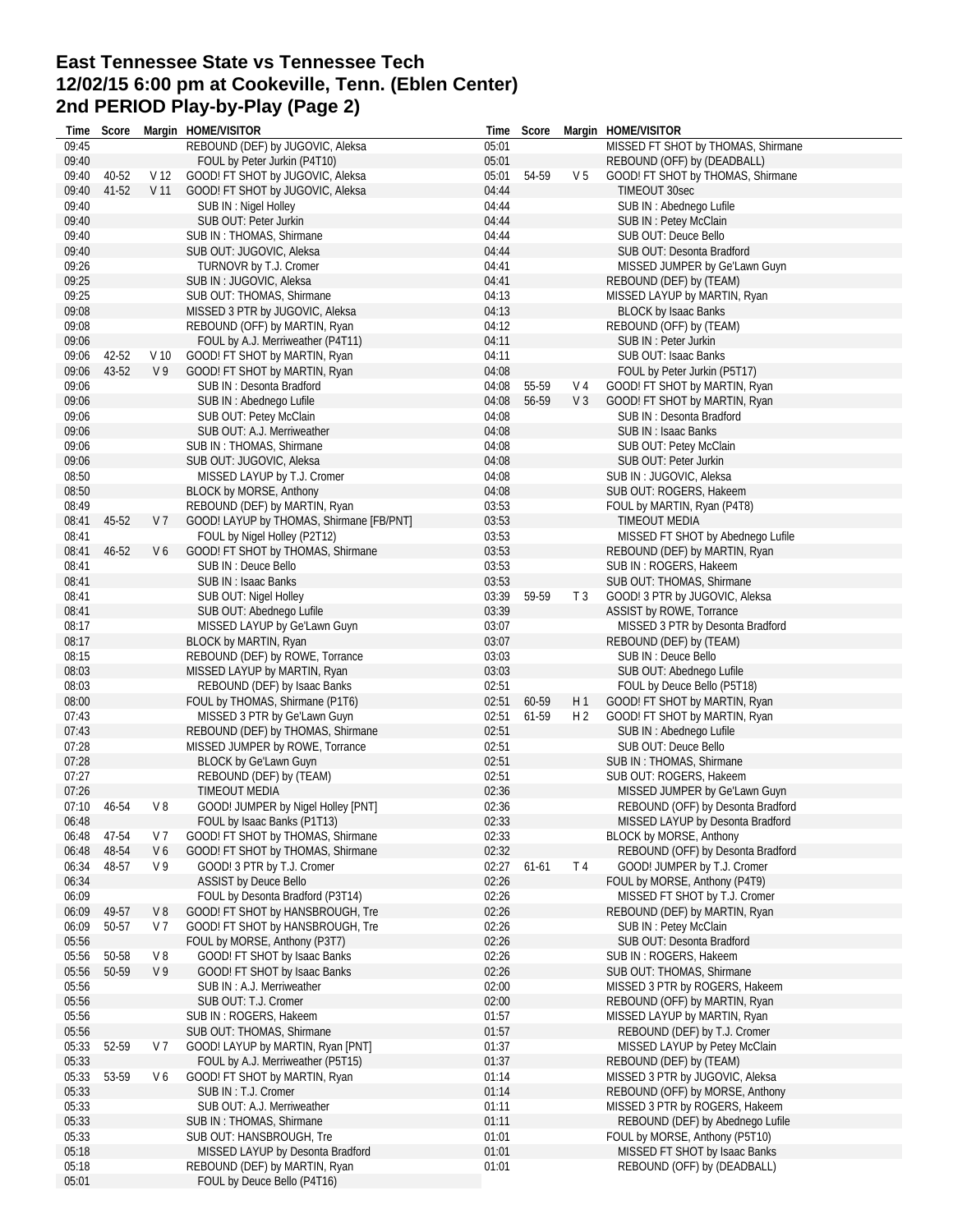# East Tennessee State vs Tennessee Tech
# 12/02/15 6:00 pm at Cookeville, Tenn. (Eblen Center)
# 2nd PERIOD Play-by-Play (Page 2)

| Time | Score | Margin | HOME/VISITOR |
|---|---|---|---|
| 09:45 | | | REBOUND (DEF) by JUGOVIC, Aleksa |
| 09:40 | | | FOUL by Peter Jurkin (P4T10) |
| 09:40 | 40-52 | V 12 | GOOD! FT SHOT by JUGOVIC, Aleksa |
| 09:40 | 41-52 | V 11 | GOOD! FT SHOT by JUGOVIC, Aleksa |
| 09:40 | | | SUB IN : Nigel Holley |
| 09:40 | | | SUB OUT: Peter Jurkin |
| 09:40 | | | SUB IN : THOMAS, Shirmane |
| 09:40 | | | SUB OUT: JUGOVIC, Aleksa |
| 09:26 | | | TURNOVR by T.J. Cromer |
| 09:25 | | | SUB IN : JUGOVIC, Aleksa |
| 09:25 | | | SUB OUT: THOMAS, Shirmane |
| 09:08 | | | MISSED 3 PTR by JUGOVIC, Aleksa |
| 09:08 | | | REBOUND (OFF) by MARTIN, Ryan |
| 09:06 | | | FOUL by A.J. Merriweather (P4T11) |
| 09:06 | 42-52 | V 10 | GOOD! FT SHOT by MARTIN, Ryan |
| 09:06 | 43-52 | V 9 | GOOD! FT SHOT by MARTIN, Ryan |
| 09:06 | | | SUB IN : Desonta Bradford |
| 09:06 | | | SUB IN : Abednego Lufile |
| 09:06 | | | SUB OUT: Petey McClain |
| 09:06 | | | SUB OUT: A.J. Merriweather |
| 09:06 | | | SUB IN : THOMAS, Shirmane |
| 09:06 | | | SUB OUT: JUGOVIC, Aleksa |
| 08:50 | | | MISSED LAYUP by T.J. Cromer |
| 08:50 | | | BLOCK by MORSE, Anthony |
| 08:49 | | | REBOUND (DEF) by MARTIN, Ryan |
| 08:41 | 45-52 | V 7 | GOOD! LAYUP by THOMAS, Shirmane [FB/PNT] |
| 08:41 | | | FOUL by Nigel Holley (P2T12) |
| 08:41 | 46-52 | V 6 | GOOD! FT SHOT by THOMAS, Shirmane |
| 08:41 | | | SUB IN : Deuce Bello |
| 08:41 | | | SUB IN : Isaac Banks |
| 08:41 | | | SUB OUT: Nigel Holley |
| 08:41 | | | SUB OUT: Abednego Lufile |
| 08:17 | | | MISSED LAYUP by Ge'Lawn Guyn |
| 08:17 | | | BLOCK by MARTIN, Ryan |
| 08:15 | | | REBOUND (DEF) by ROWE, Torrance |
| 08:03 | | | MISSED LAYUP by MARTIN, Ryan |
| 08:03 | | | REBOUND (DEF) by Isaac Banks |
| 08:00 | | | FOUL by THOMAS, Shirmane (P1T6) |
| 07:43 | | | MISSED 3 PTR by Ge'Lawn Guyn |
| 07:43 | | | REBOUND (DEF) by THOMAS, Shirmane |
| 07:28 | | | MISSED JUMPER by ROWE, Torrance |
| 07:28 | | | BLOCK by Ge'Lawn Guyn |
| 07:27 | | | REBOUND (DEF) by (TEAM) |
| 07:26 | | | TIMEOUT MEDIA |
| 07:10 | 46-54 | V 8 | GOOD! JUMPER by Nigel Holley [PNT] |
| 06:48 | | | FOUL by Isaac Banks (P1T13) |
| 06:48 | 47-54 | V 7 | GOOD! FT SHOT by THOMAS, Shirmane |
| 06:48 | 48-54 | V 6 | GOOD! FT SHOT by THOMAS, Shirmane |
| 06:34 | 48-57 | V 9 | GOOD! 3 PTR by T.J. Cromer |
| 06:34 | | | ASSIST by Deuce Bello |
| 06:09 | | | FOUL by Desonta Bradford (P3T14) |
| 06:09 | 49-57 | V 8 | GOOD! FT SHOT by HANSBROUGH, Tre |
| 06:09 | 50-57 | V 7 | GOOD! FT SHOT by HANSBROUGH, Tre |
| 05:56 | | | FOUL by MORSE, Anthony (P3T7) |
| 05:56 | 50-58 | V 8 | GOOD! FT SHOT by Isaac Banks |
| 05:56 | 50-59 | V 9 | GOOD! FT SHOT by Isaac Banks |
| 05:56 | | | SUB IN : A.J. Merriweather |
| 05:56 | | | SUB OUT: T.J. Cromer |
| 05:56 | | | SUB IN : ROGERS, Hakeem |
| 05:56 | | | SUB OUT: THOMAS, Shirmane |
| 05:33 | 52-59 | V 7 | GOOD! LAYUP by MARTIN, Ryan [PNT] |
| 05:33 | | | FOUL by A.J. Merriweather (P5T15) |
| 05:33 | 53-59 | V 6 | GOOD! FT SHOT by MARTIN, Ryan |
| 05:33 | | | SUB IN : T.J. Cromer |
| 05:33 | | | SUB OUT: A.J. Merriweather |
| 05:33 | | | SUB IN : THOMAS, Shirmane |
| 05:33 | | | SUB OUT: HANSBROUGH, Tre |
| 05:18 | | | MISSED LAYUP by Desonta Bradford |
| 05:18 | | | REBOUND (DEF) by MARTIN, Ryan |
| 05:01 | | | FOUL by Deuce Bello (P4T16) |
| 05:01 | | | MISSED FT SHOT by THOMAS, Shirmane |
| 05:01 | | | REBOUND (OFF) by (DEADBALL) |
| 05:01 | 54-59 | V 5 | GOOD! FT SHOT by THOMAS, Shirmane |
| 04:44 | | | TIMEOUT 30sec |
| 04:44 | | | SUB IN : Abednego Lufile |
| 04:44 | | | SUB IN : Petey McClain |
| 04:44 | | | SUB OUT: Deuce Bello |
| 04:44 | | | SUB OUT: Desonta Bradford |
| 04:41 | | | MISSED JUMPER by Ge'Lawn Guyn |
| 04:41 | | | REBOUND (DEF) by (TEAM) |
| 04:13 | | | MISSED LAYUP by MARTIN, Ryan |
| 04:13 | | | BLOCK by Isaac Banks |
| 04:12 | | | REBOUND (OFF) by (TEAM) |
| 04:11 | | | SUB IN : Peter Jurkin |
| 04:11 | | | SUB OUT: Isaac Banks |
| 04:08 | | | FOUL by Peter Jurkin (P5T17) |
| 04:08 | 55-59 | V 4 | GOOD! FT SHOT by MARTIN, Ryan |
| 04:08 | 56-59 | V 3 | GOOD! FT SHOT by MARTIN, Ryan |
| 04:08 | | | SUB IN : Desonta Bradford |
| 04:08 | | | SUB IN : Isaac Banks |
| 04:08 | | | SUB OUT: Petey McClain |
| 04:08 | | | SUB OUT: Peter Jurkin |
| 04:08 | | | SUB IN : JUGOVIC, Aleksa |
| 04:08 | | | SUB OUT: ROGERS, Hakeem |
| 03:53 | | | FOUL by MARTIN, Ryan (P4T8) |
| 03:53 | | | TIMEOUT MEDIA |
| 03:53 | | | MISSED FT SHOT by Abednego Lufile |
| 03:53 | | | REBOUND (DEF) by MARTIN, Ryan |
| 03:53 | | | SUB IN : ROGERS, Hakeem |
| 03:53 | | | SUB OUT: THOMAS, Shirmane |
| 03:39 | 59-59 | T 3 | GOOD! 3 PTR by JUGOVIC, Aleksa |
| 03:39 | | | ASSIST by ROWE, Torrance |
| 03:07 | | | MISSED 3 PTR by Desonta Bradford |
| 03:07 | | | REBOUND (DEF) by (TEAM) |
| 03:03 | | | SUB IN : Deuce Bello |
| 03:03 | | | SUB OUT: Abednego Lufile |
| 02:51 | | | FOUL by Deuce Bello (P5T18) |
| 02:51 | 60-59 | H 1 | GOOD! FT SHOT by MARTIN, Ryan |
| 02:51 | 61-59 | H 2 | GOOD! FT SHOT by MARTIN, Ryan |
| 02:51 | | | SUB IN : Abednego Lufile |
| 02:51 | | | SUB OUT: Deuce Bello |
| 02:51 | | | SUB IN : THOMAS, Shirmane |
| 02:51 | | | SUB OUT: ROGERS, Hakeem |
| 02:36 | | | MISSED JUMPER by Ge'Lawn Guyn |
| 02:36 | | | REBOUND (OFF) by Desonta Bradford |
| 02:33 | | | MISSED LAYUP by Desonta Bradford |
| 02:33 | | | BLOCK by MORSE, Anthony |
| 02:32 | | | REBOUND (OFF) by Desonta Bradford |
| 02:27 | 61-61 | T 4 | GOOD! JUMPER by T.J. Cromer |
| 02:26 | | | FOUL by MORSE, Anthony (P4T9) |
| 02:26 | | | MISSED FT SHOT by T.J. Cromer |
| 02:26 | | | REBOUND (DEF) by MARTIN, Ryan |
| 02:26 | | | SUB IN : Petey McClain |
| 02:26 | | | SUB OUT: Desonta Bradford |
| 02:26 | | | SUB IN : ROGERS, Hakeem |
| 02:26 | | | SUB OUT: THOMAS, Shirmane |
| 02:00 | | | MISSED 3 PTR by ROGERS, Hakeem |
| 02:00 | | | REBOUND (OFF) by MARTIN, Ryan |
| 01:57 | | | MISSED LAYUP by MARTIN, Ryan |
| 01:57 | | | REBOUND (DEF) by T.J. Cromer |
| 01:37 | | | MISSED LAYUP by Petey McClain |
| 01:37 | | | REBOUND (DEF) by (TEAM) |
| 01:14 | | | MISSED 3 PTR by JUGOVIC, Aleksa |
| 01:14 | | | REBOUND (OFF) by MORSE, Anthony |
| 01:11 | | | MISSED 3 PTR by ROGERS, Hakeem |
| 01:11 | | | REBOUND (DEF) by Abednego Lufile |
| 01:01 | | | FOUL by MORSE, Anthony (P5T10) |
| 01:01 | | | MISSED FT SHOT by Isaac Banks |
| 01:01 | | | REBOUND (OFF) by (DEADBALL) |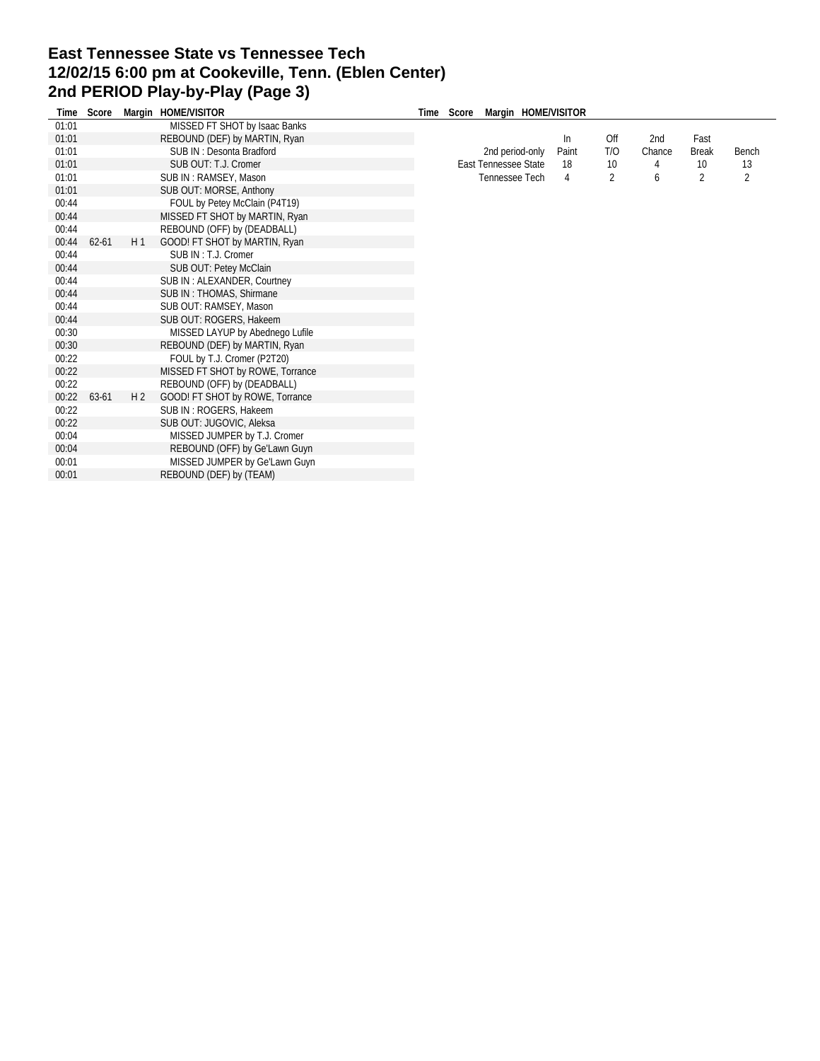# East Tennessee State vs Tennessee Tech
# 12/02/15 6:00 pm at Cookeville, Tenn. (Eblen Center)
# 2nd PERIOD Play-by-Play (Page 3)

| Time | Score | Margin | HOME/VISITOR |
|---|---|---|---|
| 01:01 | | | MISSED FT SHOT by Isaac Banks |
| 01:01 | | | REBOUND (DEF) by MARTIN, Ryan |
| 01:01 | | | SUB IN : Desonta Bradford |
| 01:01 | | | SUB OUT: T.J. Cromer |
| 01:01 | | | SUB IN : RAMSEY, Mason |
| 01:01 | | | SUB OUT: MORSE, Anthony |
| 00:44 | | | FOUL by Petey McClain (P4T19) |
| 00:44 | | | MISSED FT SHOT by MARTIN, Ryan |
| 00:44 | | | REBOUND (OFF) by (DEADBALL) |
| 00:44 | 62-61 | H 1 | GOOD! FT SHOT by MARTIN, Ryan |
| 00:44 | | | SUB IN : T.J. Cromer |
| 00:44 | | | SUB OUT: Petey McClain |
| 00:44 | | | SUB IN : ALEXANDER, Courtney |
| 00:44 | | | SUB IN : THOMAS, Shirmane |
| 00:44 | | | SUB OUT: RAMSEY, Mason |
| 00:44 | | | SUB OUT: ROGERS, Hakeem |
| 00:30 | | | MISSED LAYUP by Abednego Lufile |
| 00:30 | | | REBOUND (DEF) by MARTIN, Ryan |
| 00:22 | | | FOUL by T.J. Cromer (P2T20) |
| 00:22 | | | MISSED FT SHOT by ROWE, Torrance |
| 00:22 | | | REBOUND (OFF) by (DEADBALL) |
| 00:22 | 63-61 | H 2 | GOOD! FT SHOT by ROWE, Torrance |
| 00:22 | | | SUB IN : ROGERS, Hakeem |
| 00:22 | | | SUB OUT: JUGOVIC, Aleksa |
| 00:04 | | | MISSED JUMPER by T.J. Cromer |
| 00:04 | | | REBOUND (OFF) by Ge'Lawn Guyn |
| 00:01 | | | MISSED JUMPER by Ge'Lawn Guyn |
| 00:01 | | | REBOUND (DEF) by (TEAM) |

| 2nd period-only | In Paint | Off T/O | 2nd Chance | Fast Break | Bench |
|---|---|---|---|---|---|
| East Tennessee State | 18 | 10 | 4 | 10 | 13 |
| Tennessee Tech | 4 | 2 | 6 | 2 | 2 |